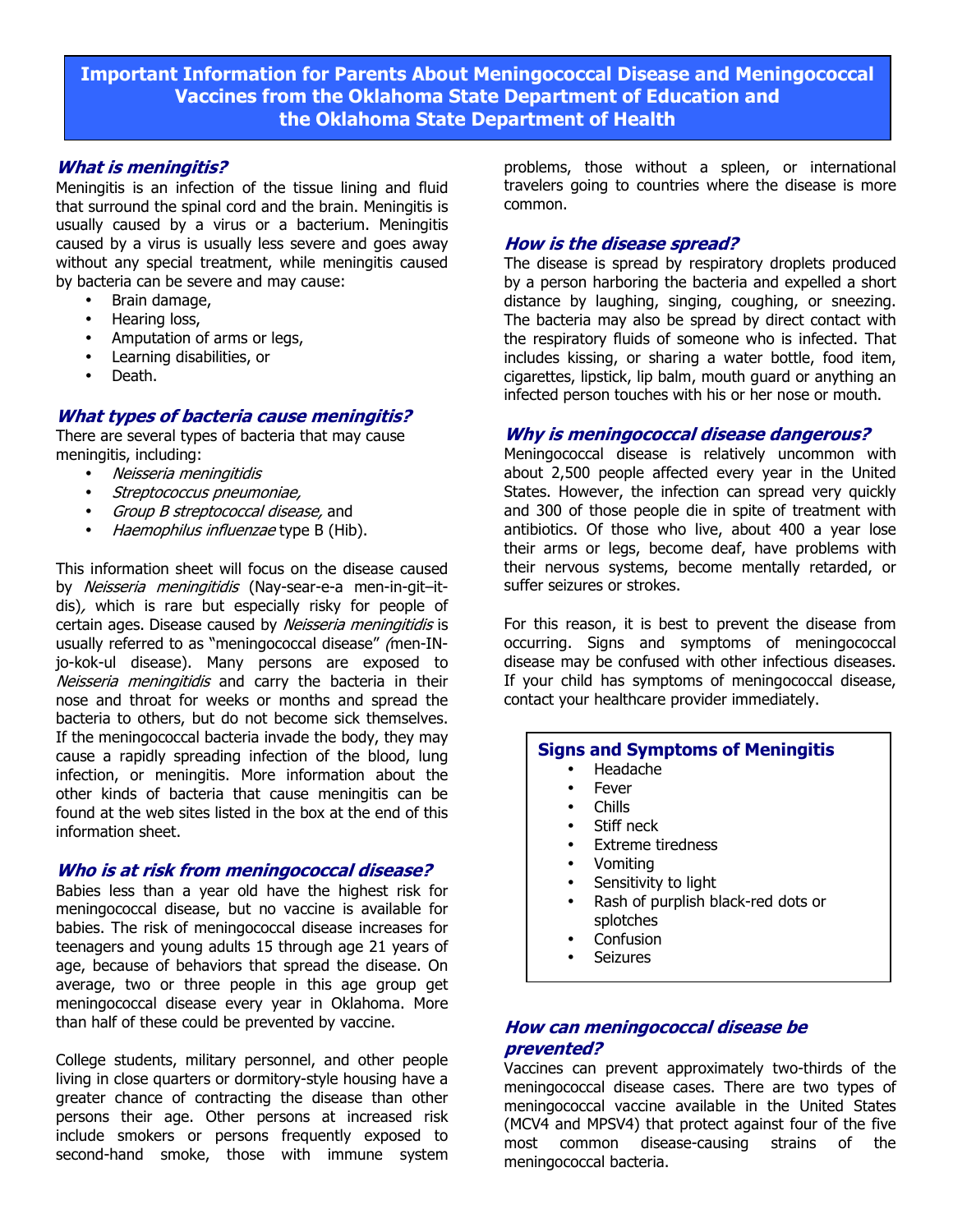# Important Information for Parents About Meningococcal Disease and Meningococcal Vaccines from the Oklahoma State Department of Education and the Oklahoma State Department of Health

## *What is meningitis?*

Meningitis is an infection of the tissue lining and fluid that surround the spinal cord and the brain. Meningitis is usually caused by a virus or a bacterium. Meningitis caused by a virus is usually less severe and goes away without any special treatment, while meningitis caused by bacteria can be severe and may cause:

- Brain damage,
- Hearing loss,
- Amputation of arms or legs,
- Learning disabilities, or
- Death.

## *What types of bacteria cause meningitis?*

There are several types of bacteria that may cause meningitis, including:

- *Neisseria meningitidis*
- *Streptococcus pneumoniae,*
- *Group B streptococcal disease,* and
- *Haemophilus influenzae* type B (Hib).

This information sheet will focus on the disease caused by *Neisseria meningitidis* (Nay-sear-e-a men-in-git–it-dis)*,* which is rare but especially risky for people of certain ages. Disease caused by *Neisseria meningitidis* is usually referred to as "meningococcal disease" *(*men-IN-jo-kok-ul disease). Many persons are exposed to *Neisseria meningitidis* and carry the bacteria in their nose and throat for weeks or months and spread the bacteria to others, but do not become sick themselves. If the meningococcal bacteria invade the body, they may cause a rapidly spreading infection of the blood, lung infection, or meningitis. More information about the other kinds of bacteria that cause meningitis can be found at the web sites listed in the box at the end of this information sheet.

## *Who is at risk from meningococcal disease?*

Babies less than a year old have the highest risk for meningococcal disease, but no vaccine is available for babies. The risk of meningococcal disease increases for teenagers and young adults 15 through age 21 years of age, because of behaviors that spread the disease. On average, two or three people in this age group get meningococcal disease every year in Oklahoma. More than half of these could be prevented by vaccine.

College students, military personnel, and other people living in close quarters or dormitory-style housing have a greater chance of contracting the disease than other persons their age. Other persons at increased risk include smokers or persons frequently exposed to second-hand smoke, those with immune system problems, those without a spleen, or international travelers going to countries where the disease is more common.

## *How is the disease spread?*

The disease is spread by respiratory droplets produced by a person harboring the bacteria and expelled a short distance by laughing, singing, coughing, or sneezing. The bacteria may also be spread by direct contact with the respiratory fluids of someone who is infected. That includes kissing, or sharing a water bottle, food item, cigarettes, lipstick, lip balm, mouth guard or anything an infected person touches with his or her nose or mouth.

## *Why is meningococcal disease dangerous?*

Meningococcal disease is relatively uncommon with about 2,500 people affected every year in the United States. However, the infection can spread very quickly and 300 of those people die in spite of treatment with antibiotics. Of those who live, about 400 a year lose their arms or legs, become deaf, have problems with their nervous systems, become mentally retarded, or suffer seizures or strokes.

For this reason, it is best to prevent the disease from occurring. Signs and symptoms of meningococcal disease may be confused with other infectious diseases. If your child has symptoms of meningococcal disease, contact your healthcare provider immediately.

### Signs and Symptoms of Meningitis

- Headache
- Fever
- Chills
- Stiff neck
- Extreme tiredness
- Vomiting
- Sensitivity to light
- Rash of purplish black-red dots or splotches
- Confusion
- Seizures

## *How can meningococcal disease be prevented?*

Vaccines can prevent approximately two-thirds of the meningococcal disease cases. There are two types of meningococcal vaccine available in the United States (MCV4 and MPSV4) that protect against four of the five most common disease-causing strains of the meningococcal bacteria.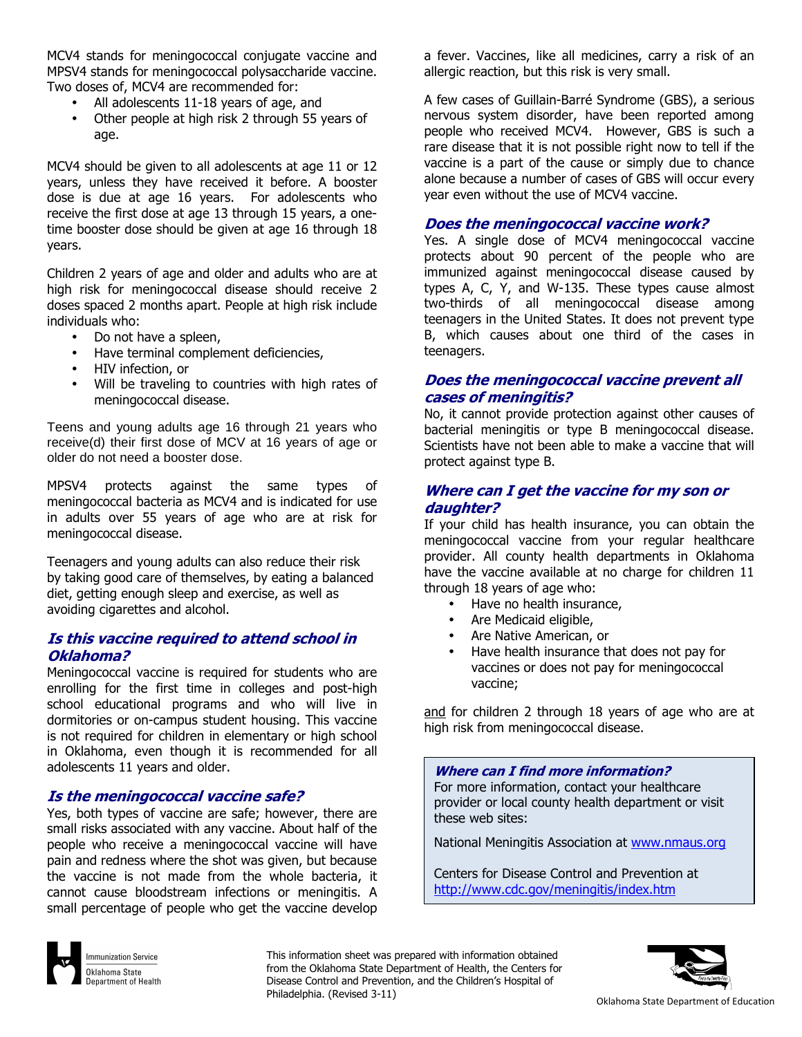MCV4 stands for meningococcal conjugate vaccine and MPSV4 stands for meningococcal polysaccharide vaccine. Two doses of, MCV4 are recommended for:

- All adolescents 11-18 years of age, and
- Other people at high risk 2 through 55 years of age.

MCV4 should be given to all adolescents at age 11 or 12 years, unless they have received it before. A booster dose is due at age 16 years. For adolescents who receive the first dose at age 13 through 15 years, a one-time booster dose should be given at age 16 through 18 years.

Children 2 years of age and older and adults who are at high risk for meningococcal disease should receive 2 doses spaced 2 months apart. People at high risk include individuals who:

- Do not have a spleen,
- Have terminal complement deficiencies,
- HIV infection, or
- Will be traveling to countries with high rates of meningococcal disease.

Teens and young adults age 16 through 21 years who receive(d) their first dose of MCV at 16 years of age or older do not need a booster dose.

MPSV4 protects against the same types of meningococcal bacteria as MCV4 and is indicated for use in adults over 55 years of age who are at risk for meningococcal disease.

Teenagers and young adults can also reduce their risk by taking good care of themselves, by eating a balanced diet, getting enough sleep and exercise, as well as avoiding cigarettes and alcohol.

### *Is this vaccine required to attend school in Oklahoma?*

Meningococcal vaccine is required for students who are enrolling for the first time in colleges and post-high school educational programs and who will live in dormitories or on-campus student housing. This vaccine is not required for children in elementary or high school in Oklahoma, even though it is recommended for all adolescents 11 years and older.

### *Is the meningococcal vaccine safe?*

Yes, both types of vaccine are safe; however, there are small risks associated with any vaccine. About half of the people who receive a meningococcal vaccine will have pain and redness where the shot was given, but because the vaccine is not made from the whole bacteria, it cannot cause bloodstream infections or meningitis. A small percentage of people who get the vaccine develop a fever. Vaccines, like all medicines, carry a risk of an allergic reaction, but this risk is very small.

A few cases of Guillain-Barré Syndrome (GBS), a serious nervous system disorder, have been reported among people who received MCV4. However, GBS is such a rare disease that it is not possible right now to tell if the vaccine is a part of the cause or simply due to chance alone because a number of cases of GBS will occur every year even without the use of MCV4 vaccine.

### *Does the meningococcal vaccine work?*

Yes. A single dose of MCV4 meningococcal vaccine protects about 90 percent of the people who are immunized against meningococcal disease caused by types A, C, Y, and W-135. These types cause almost two-thirds of all meningococcal disease among teenagers in the United States. It does not prevent type B, which causes about one third of the cases in teenagers.

### *Does the meningococcal vaccine prevent all cases of meningitis?*

No, it cannot provide protection against other causes of bacterial meningitis or type B meningococcal disease. Scientists have not been able to make a vaccine that will protect against type B.

### *Where can I get the vaccine for my son or daughter?*

If your child has health insurance, you can obtain the meningococcal vaccine from your regular healthcare provider. All county health departments in Oklahoma have the vaccine available at no charge for children 11 through 18 years of age who:

- Have no health insurance,
- Are Medicaid eligible,
- Are Native American, or
- Have health insurance that does not pay for vaccines or does not pay for meningococcal vaccine;

and for children 2 through 18 years of age who are at high risk from meningococcal disease.

### *Where can I find more information?*

For more information, contact your healthcare provider or local county health department or visit these web sites:

National Meningitis Association at www.nmaus.org

Centers for Disease Control and Prevention at http://www.cdc.gov/meningitis/index.htm

Immunization Service
Oklahoma State Department of Health

This information sheet was prepared with information obtained from the Oklahoma State Department of Health, the Centers for Disease Control and Prevention, and the Children's Hospital of Philadelphia. (Revised 3-11)

Oklahoma State Department of Education